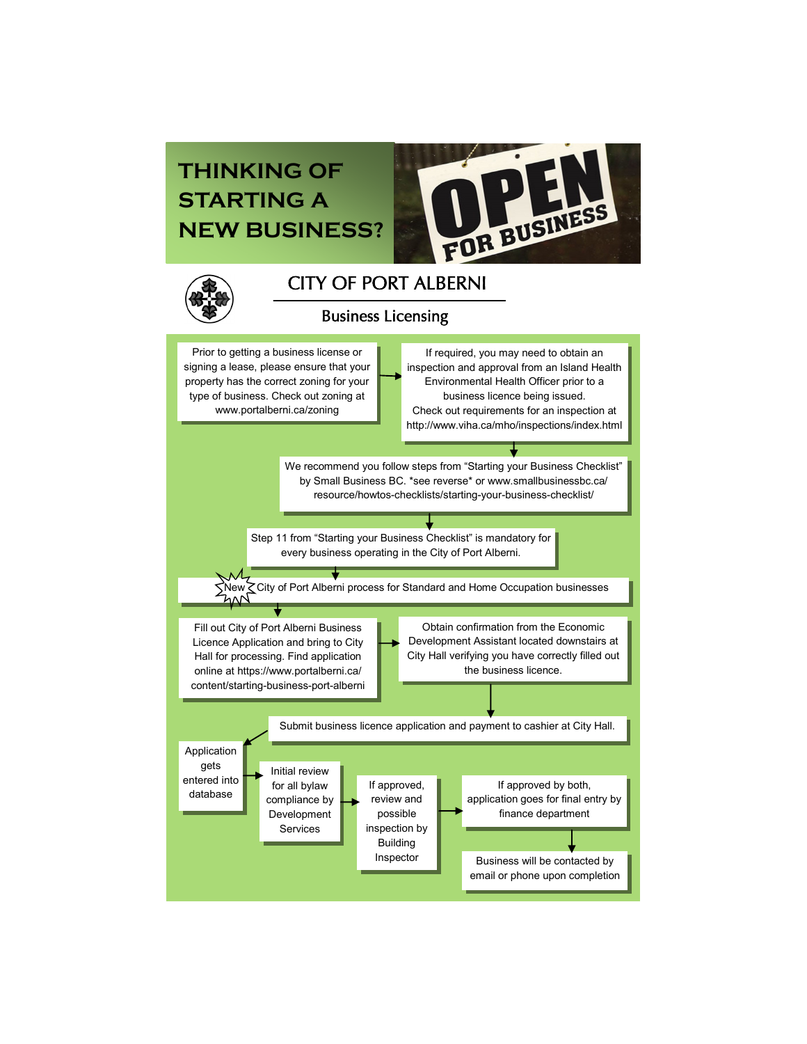# THINKING OF STARTING A NEW BUSINESS?

OPEN FOR BUSINESS

## CITY OF PORT ALBERNI

### Business Licensing

Prior to getting a business license or signing a lease, please ensure that your property has the correct zoning for your type of business. Check out zoning at www.portalberni.ca/zoning

If required, you may need to obtain an inspection and approval from an Island Health Environmental Health Officer prior to a business licence being issued. Check out requirements for an inspection at http://www.viha.ca/mho/inspections/index.html

We recommend you follow steps from "Starting your Business Checklist" by Small Business BC. *see reverse* or www.smallbusinessbc.ca/resource/howtos-checklists/starting-your-business-checklist/

Step 11 from "Starting your Business Checklist" is mandatory for every business operating in the City of Port Alberni.

New City of Port Alberni process for Standard and Home Occupation businesses

Fill out City of Port Alberni Business Licence Application and bring to City Hall for processing. Find application online at https://www.portalberni.ca/content/starting-business-port-alberni

Obtain confirmation from the Economic Development Assistant located downstairs at City Hall verifying you have correctly filled out the business licence.

Submit business licence application and payment to cashier at City Hall.

Application gets entered into database

Initial review for all bylaw compliance by Development Services

If approved, review and possible inspection by Building Inspector

If approved by both, application goes for final entry by finance department

Business will be contacted by email or phone upon completion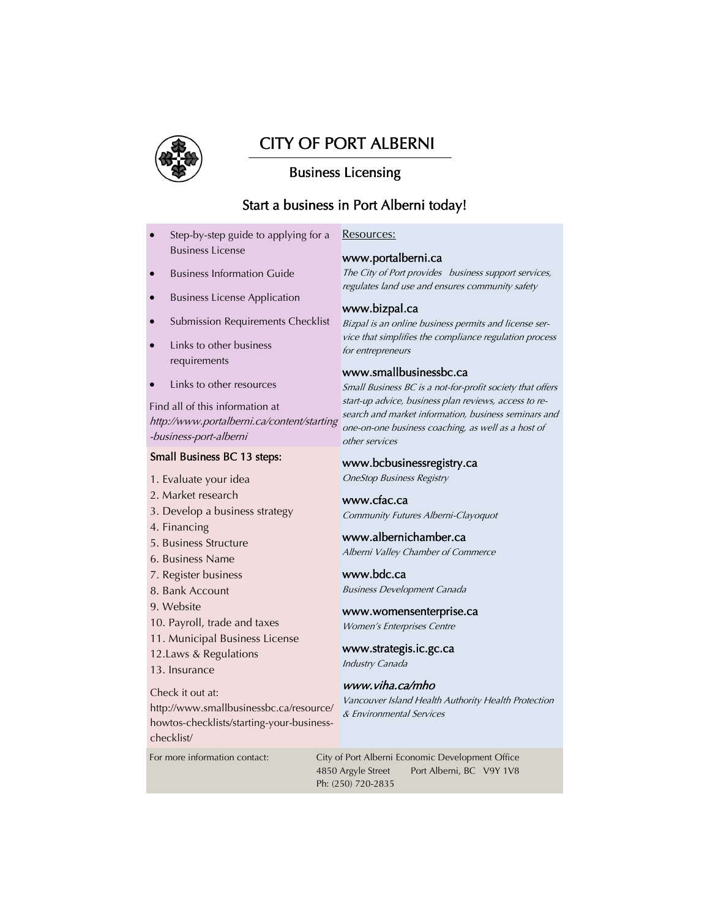# CITY OF PORT ALBERNI

## Business Licensing

## Start a business in Port Alberni today!

- Step-by-step guide to applying for a Business License
- Business Information Guide
- Business License Application
- Submission Requirements Checklist
- Links to other business requirements
- Links to other resources

Find all of this information at *http://www.portalberni.ca/content/starting-business-port-alberni*

### Small Business BC 13 steps:

1. Evaluate your idea
2. Market research
3. Develop a business strategy
4. Financing
5. Business Structure
6. Business Name
7. Register business
8. Bank Account
9. Website
10. Payroll, trade and taxes
11. Municipal Business License
12. Laws & Regulations
13. Insurance

Check it out at: http://www.smallbusinessbc.ca/resource/howtos-checklists/starting-your-business-checklist/

Resources:

**www.portalberni.ca**
*The City of Port provides business support services, regulates land use and ensures community safety*

**www.bizpal.ca**
*Bizpal is an online business permits and license service that simplifies the compliance regulation process for entrepreneurs*

**www.smallbusinessbc.ca**
*Small Business BC is a not-for-profit society that offers start-up advice, business plan reviews, access to research and market information, business seminars and one-on-one business coaching, as well as a host of other services*

**www.bcbusinessregistry.ca**
*OneStop Business Registry*

**www.cfac.ca**
*Community Futures Alberni-Clayoquot*

**www.albernichamber.ca**
*Alberni Valley Chamber of Commerce*

**www.bdc.ca**
*Business Development Canada*

**www.womensenterprise.ca**
*Women's Enterprises Centre*

**www.strategis.ic.gc.ca**
*Industry Canada*

***www.viha.ca/mho***
*Vancouver Island Health Authority Health Protection & Environmental Services*

For more information contact: City of Port Alberni Economic Development Office
4850 Argyle Street Port Alberni, BC V9Y 1V8
Ph: (250) 720-2835